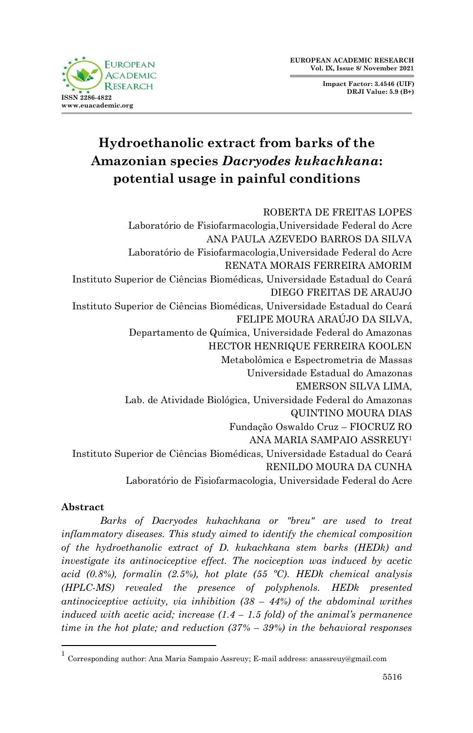# Hydroethanolic extract from barks of the Amazonian species *Dacryodes kukachkana*: potential usage in painful conditions

ROBERTA DE FREITAS LOPES
Laboratório de Fisiofarmacologia, Universidade Federal do Acre
ANA PAULA AZEVEDO BARROS DA SILVA
Laboratório de Fisiofarmacologia, Universidade Federal do Acre
RENATA MORAIS FERREIRA AMORIM
Instituto Superior de Ciências Biomédicas, Universidade Estadual do Ceará
DIEGO FREITAS DE ARAUJO
Instituto Superior de Ciências Biomédicas, Universidade Estadual do Ceará
FELIPE MOURA ARAÚJO DA SILVA,
Departamento de Química, Universidade Federal do Amazonas
HECTOR HENRIQUE FERREIRA KOOLEN
Metabolômica e Espectrometria de Massas
Universidade Estadual do Amazonas
EMERSON SILVA LIMA,
Lab. de Atividade Biológica, Universidade Federal do Amazonas
QUINTINO MOURA DIAS
Fundação Oswaldo Cruz – FIOCRUZ RO
ANA MARIA SAMPAIO ASSREUY[1]
Instituto Superior de Ciências Biomédicas, Universidade Estadual do Ceará
RENILDO MOURA DA CUNHA
Laboratório de Fisiofarmacologia, Universidade Federal do Acre

## Abstract

*Barks of Dacryodes kukachkana or "breu" are used to treat inflammatory diseases. This study aimed to identify the chemical composition of the hydroethanolic extract of D. kukachkana stem barks (HEDk) and investigate its antinociceptive effect. The nociception was induced by acetic acid (0.8%), formalin (2.5%), hot plate (55 ºC). HEDk chemical analysis (HPLC-MS) revealed the presence of polyphenols. HEDk presented antinociceptive activity, via inhibition (38 – 44%) of the abdominal writhes induced with acetic acid; increase (1.4 – 1.5 fold) of the animal's permanence time in the hot plate; and reduction (37% – 39%) in the behavioral responses*

[1] Corresponding author: Ana Maria Sampaio Assreuy; E-mail address: anassreuy@gmail.com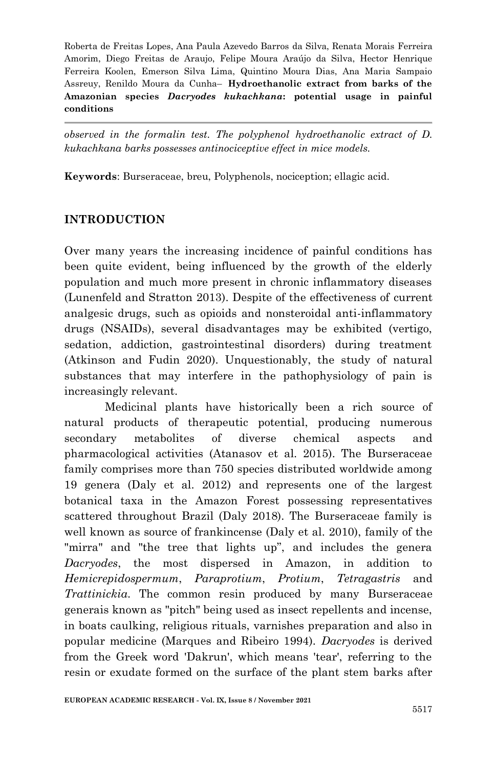*observed in the formalin test. The polyphenol hydroethanolic extract of D. kukachkana barks possesses antinociceptive effect in mice models.*

**Keywords**: Burseraceae, breu, Polyphenols, nociception; ellagic acid.

## INTRODUCTION

Over many years the increasing incidence of painful conditions has been quite evident, being influenced by the growth of the elderly population and much more present in chronic inflammatory diseases (Lunenfeld and Stratton 2013). Despite of the effectiveness of current analgesic drugs, such as opioids and nonsteroidal anti-inflammatory drugs (NSAIDs), several disadvantages may be exhibited (vertigo, sedation, addiction, gastrointestinal disorders) during treatment (Atkinson and Fudin 2020). Unquestionably, the study of natural substances that may interfere in the pathophysiology of pain is increasingly relevant.

Medicinal plants have historically been a rich source of natural products of therapeutic potential, producing numerous secondary metabolites of diverse chemical aspects and pharmacological activities (Atanasov et al. 2015). The Burseraceae family comprises more than 750 species distributed worldwide among 19 genera (Daly et al. 2012) and represents one of the largest botanical taxa in the Amazon Forest possessing representatives scattered throughout Brazil (Daly 2018). The Burseraceae family is well known as source of frankincense (Daly et al. 2010), family of the "mirra" and "the tree that lights up", and includes the genera *Dacryodes*, the most dispersed in Amazon, in addition to *Hemicrepidospermum*, *Paraprotium*, *Protium*, *Tetragastris* and *Trattinickia*. The common resin produced by many Burseraceae generais known as "pitch" being used as insect repellents and incense, in boats caulking, religious rituals, varnishes preparation and also in popular medicine (Marques and Ribeiro 1994). *Dacryodes* is derived from the Greek word 'Dakrun', which means 'tear', referring to the resin or exudate formed on the surface of the plant stem barks after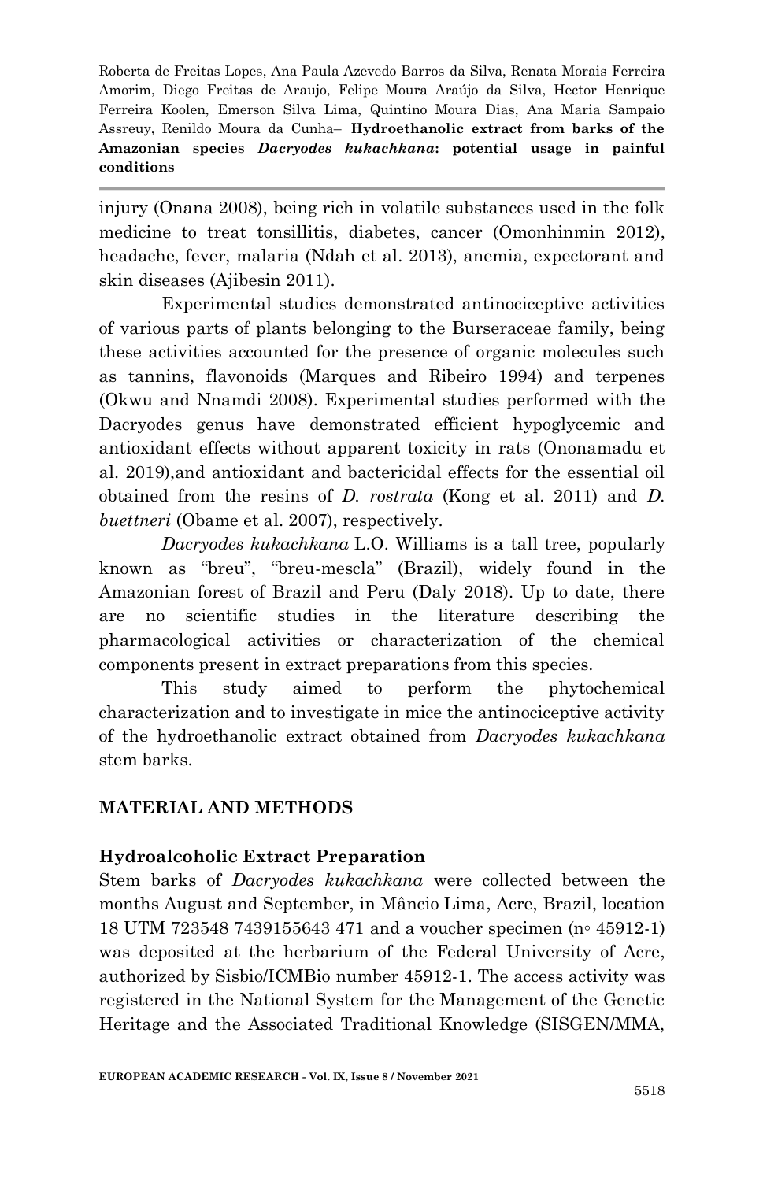injury (Onana 2008), being rich in volatile substances used in the folk medicine to treat tonsillitis, diabetes, cancer (Omonhinmin 2012), headache, fever, malaria (Ndah et al. 2013), anemia, expectorant and skin diseases (Ajibesin 2011).

Experimental studies demonstrated antinociceptive activities of various parts of plants belonging to the Burseraceae family, being these activities accounted for the presence of organic molecules such as tannins, flavonoids (Marques and Ribeiro 1994) and terpenes (Okwu and Nnamdi 2008). Experimental studies performed with the Dacryodes genus have demonstrated efficient hypoglycemic and antioxidant effects without apparent toxicity in rats (Ononamadu et al. 2019),and antioxidant and bactericidal effects for the essential oil obtained from the resins of *D. rostrata* (Kong et al. 2011) and *D. buettneri* (Obame et al. 2007), respectively.

*Dacryodes kukachkana* L.O. Williams is a tall tree, popularly known as "breu", "breu-mescla" (Brazil), widely found in the Amazonian forest of Brazil and Peru (Daly 2018). Up to date, there are no scientific studies in the literature describing the pharmacological activities or characterization of the chemical components present in extract preparations from this species.

This study aimed to perform the phytochemical characterization and to investigate in mice the antinociceptive activity of the hydroethanolic extract obtained from *Dacryodes kukachkana* stem barks.

## MATERIAL AND METHODS

### Hydroalcoholic Extract Preparation

Stem barks of *Dacryodes kukachkana* were collected between the months August and September, in Mâncio Lima, Acre, Brazil, location 18 UTM 723548 7439155643 471 and a voucher specimen (n◦ 45912-1) was deposited at the herbarium of the Federal University of Acre, authorized by Sisbio/ICMBio number 45912-1. The access activity was registered in the National System for the Management of the Genetic Heritage and the Associated Traditional Knowledge (SISGEN/MMA,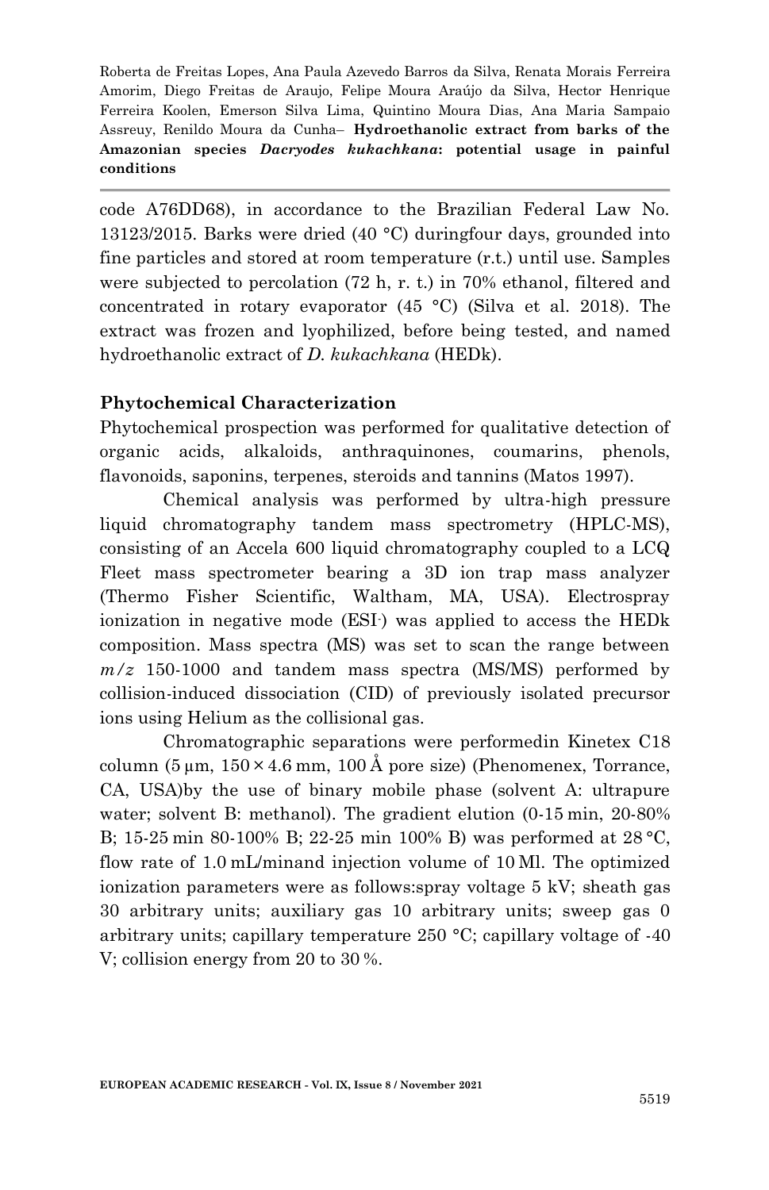code A76DD68), in accordance to the Brazilian Federal Law No. 13123/2015. Barks were dried (40 °C) duringfour days, grounded into fine particles and stored at room temperature (r.t.) until use. Samples were subjected to percolation (72 h, r. t.) in 70% ethanol, filtered and concentrated in rotary evaporator (45 °C) (Silva et al. 2018). The extract was frozen and lyophilized, before being tested, and named hydroethanolic extract of *D. kukachkana* (HEDk).

**Phytochemical Characterization**

Phytochemical prospection was performed for qualitative detection of organic acids, alkaloids, anthraquinones, coumarins, phenols, flavonoids, saponins, terpenes, steroids and tannins (Matos 1997).

Chemical analysis was performed by ultra-high pressure liquid chromatography tandem mass spectrometry (HPLC-MS), consisting of an Accela 600 liquid chromatography coupled to a LCQ Fleet mass spectrometer bearing a 3D ion trap mass analyzer (Thermo Fisher Scientific, Waltham, MA, USA). Electrospray ionization in negative mode ($ESI^-$) was applied to access the HEDk composition. Mass spectra (MS) was set to scan the range between $m/z$ 150-1000 and tandem mass spectra (MS/MS) performed by collision-induced dissociation (CID) of previously isolated precursor ions using Helium as the collisional gas.

Chromatographic separations were performedin Kinetex C18 column (5 µm, 150 × 4.6 mm, 100 Å pore size) (Phenomenex, Torrance, CA, USA)by the use of binary mobile phase (solvent A: ultrapure water; solvent B: methanol). The gradient elution (0-15 min, 20-80% B; 15-25 min 80-100% B; 22-25 min 100% B) was performed at 28 °C, flow rate of 1.0 mL/minand injection volume of 10 Ml. The optimized ionization parameters were as follows:spray voltage 5 kV; sheath gas 30 arbitrary units; auxiliary gas 10 arbitrary units; sweep gas 0 arbitrary units; capillary temperature 250 °C; capillary voltage of -40 V; collision energy from 20 to 30 %.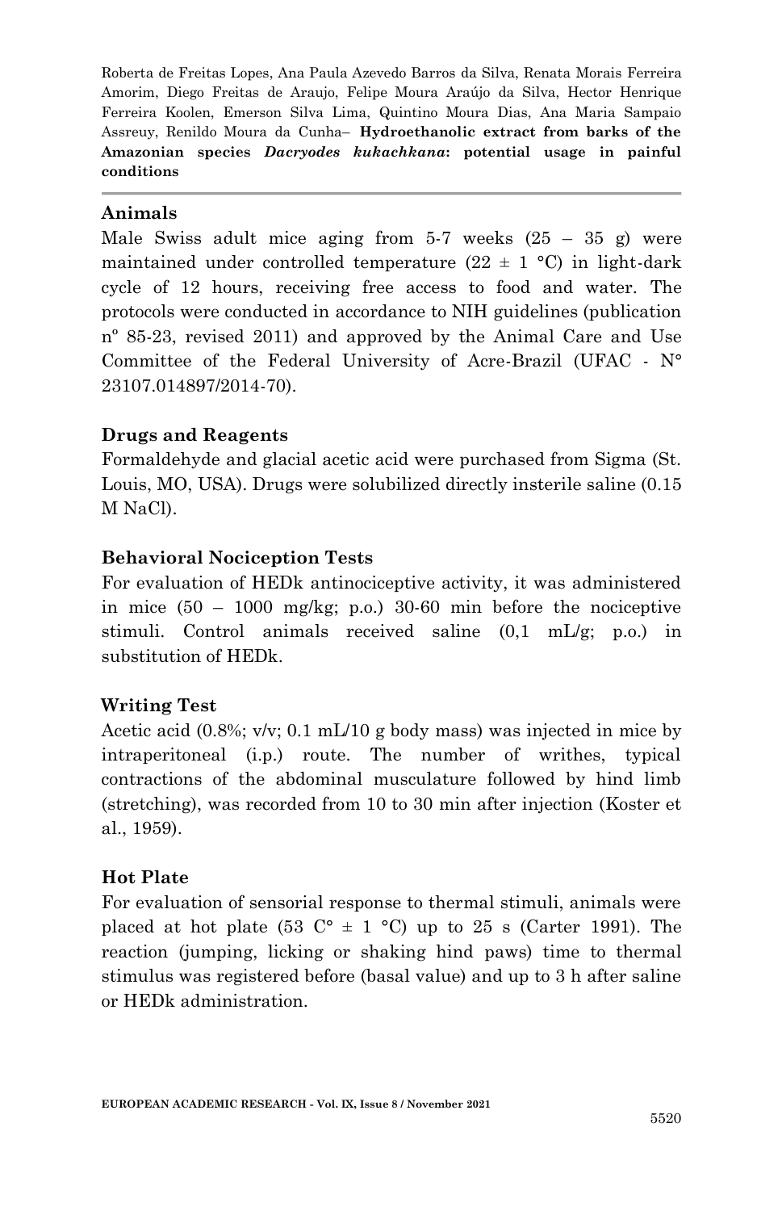## Animals

Male Swiss adult mice aging from 5-7 weeks (25 – 35 g) were maintained under controlled temperature (22 ± 1 °C) in light-dark cycle of 12 hours, receiving free access to food and water. The protocols were conducted in accordance to NIH guidelines (publication nº 85-23, revised 2011) and approved by the Animal Care and Use Committee of the Federal University of Acre-Brazil (UFAC - N° 23107.014897/2014-70).

## Drugs and Reagents

Formaldehyde and glacial acetic acid were purchased from Sigma (St. Louis, MO, USA). Drugs were solubilized directly insterile saline (0.15 M NaCl).

## Behavioral Nociception Tests

For evaluation of HEDk antinociceptive activity, it was administered in mice (50 – 1000 mg/kg; p.o.) 30-60 min before the nociceptive stimuli. Control animals received saline (0,1 mL/g; p.o.) in substitution of HEDk.

## Writing Test

Acetic acid (0.8%; v/v; 0.1 mL/10 g body mass) was injected in mice by intraperitoneal (i.p.) route. The number of writhes, typical contractions of the abdominal musculature followed by hind limb (stretching), was recorded from 10 to 30 min after injection (Koster et al., 1959).

## Hot Plate

For evaluation of sensorial response to thermal stimuli, animals were placed at hot plate (53 C° ± 1 °C) up to 25 s (Carter 1991). The reaction (jumping, licking or shaking hind paws) time to thermal stimulus was registered before (basal value) and up to 3 h after saline or HEDk administration.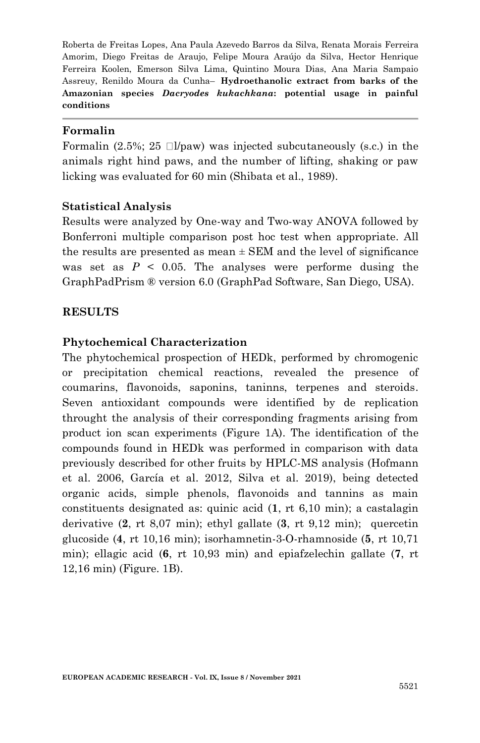### Formalin

Formalin (2.5%; 25 μl/paw) was injected subcutaneously (s.c.) in the animals right hind paws, and the number of lifting, shaking or paw licking was evaluated for 60 min (Shibata et al., 1989).

### Statistical Analysis

Results were analyzed by One-way and Two-way ANOVA followed by Bonferroni multiple comparison post hoc test when appropriate. All the results are presented as mean ± SEM and the level of significance was set as $P$ < 0.05. The analyses were performe dusing the GraphPadPrism ® version 6.0 (GraphPad Software, San Diego, USA).

## RESULTS

### Phytochemical Characterization

The phytochemical prospection of HEDk, performed by chromogenic or precipitation chemical reactions, revealed the presence of coumarins, flavonoids, saponins, taninns, terpenes and steroids. Seven antioxidant compounds were identified by de replication throught the analysis of their corresponding fragments arising from product ion scan experiments (Figure 1A). The identification of the compounds found in HEDk was performed in comparison with data previously described for other fruits by HPLC-MS analysis (Hofmann et al. 2006, García et al. 2012, Silva et al. 2019), being detected organic acids, simple phenols, flavonoids and tannins as main constituents designated as: quinic acid (**1**, rt 6,10 min); a castalagin derivative (**2**, rt 8,07 min); ethyl gallate (**3**, rt 9,12 min); quercetin glucoside (**4**, rt 10,16 min); isorhamnetin-3-O-rhamnoside (**5**, rt 10,71 min); ellagic acid (**6**, rt 10,93 min) and epiafzelechin gallate (**7**, rt 12,16 min) (Figure. 1B).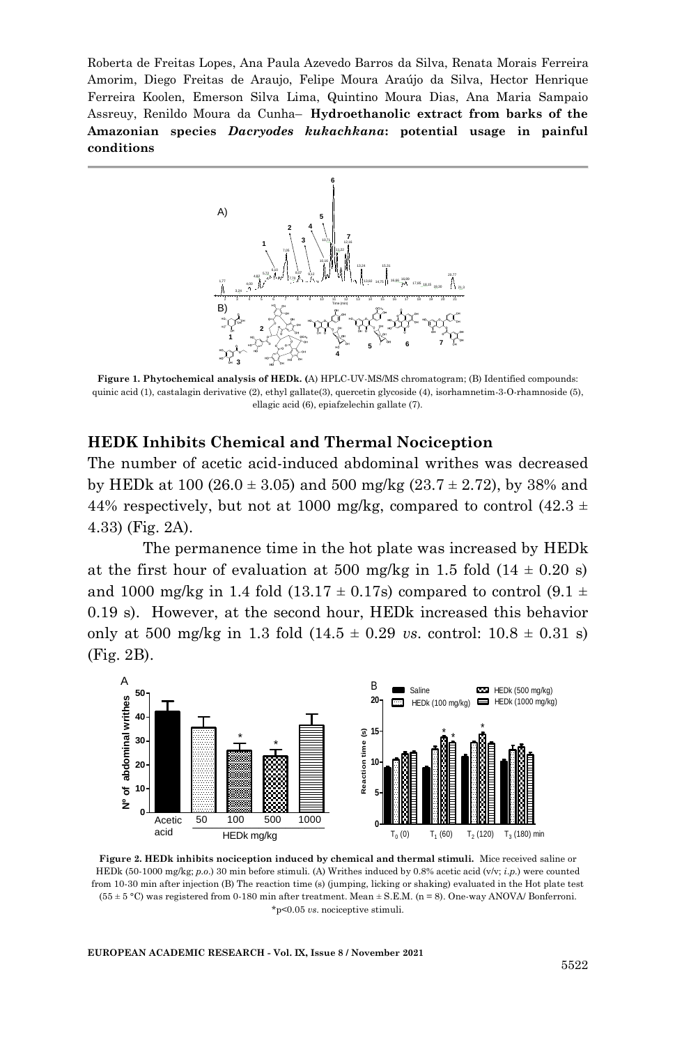**Figure 1. Phytochemical analysis of HEDk.** (A) HPLC-UV-MS/MS chromatogram; (B) Identified compounds: quinic acid (1), castalagin derivative (2), ethyl gallate(3), quercetin glycoside (4), isorhamnetim-3-O-rhamnoside (5), ellagic acid (6), epiafzelechin gallate (7).

## HEDK Inhibits Chemical and Thermal Nociception

The number of acetic acid-induced abdominal writhes was decreased by HEDk at 100 (26.0 ± 3.05) and 500 mg/kg (23.7 ± 2.72), by 38% and 44% respectively, but not at 1000 mg/kg, compared to control (42.3 ± 4.33) (Fig. 2A).

The permanence time in the hot plate was increased by HEDk at the first hour of evaluation at 500 mg/kg in 1.5 fold (14 ± 0.20 s) and 1000 mg/kg in 1.4 fold (13.17 ± 0.17s) compared to control (9.1 ± 0.19 s). However, at the second hour, HEDk increased this behavior only at 500 mg/kg in 1.3 fold (14.5 ± 0.29 *vs*. control: 10.8 ± 0.31 s) (Fig. 2B).

**Figure 2. HEDk inhibits nociception induced by chemical and thermal stimuli.** Mice received saline or HEDk (50-1000 mg/kg; *p.o.*) 30 min before stimuli. (A) Writhes induced by 0.8% acetic acid (v/v; *i.p.*) were counted from 10-30 min after injection (B) The reaction time (s) (jumping, licking or shaking) evaluated in the Hot plate test (55 ± 5 °C) was registered from 0-180 min after treatment. Mean ± S.E.M. (n = 8). One-way ANOVA/ Bonferroni. *p<0.05 *vs*. nociceptive stimuli.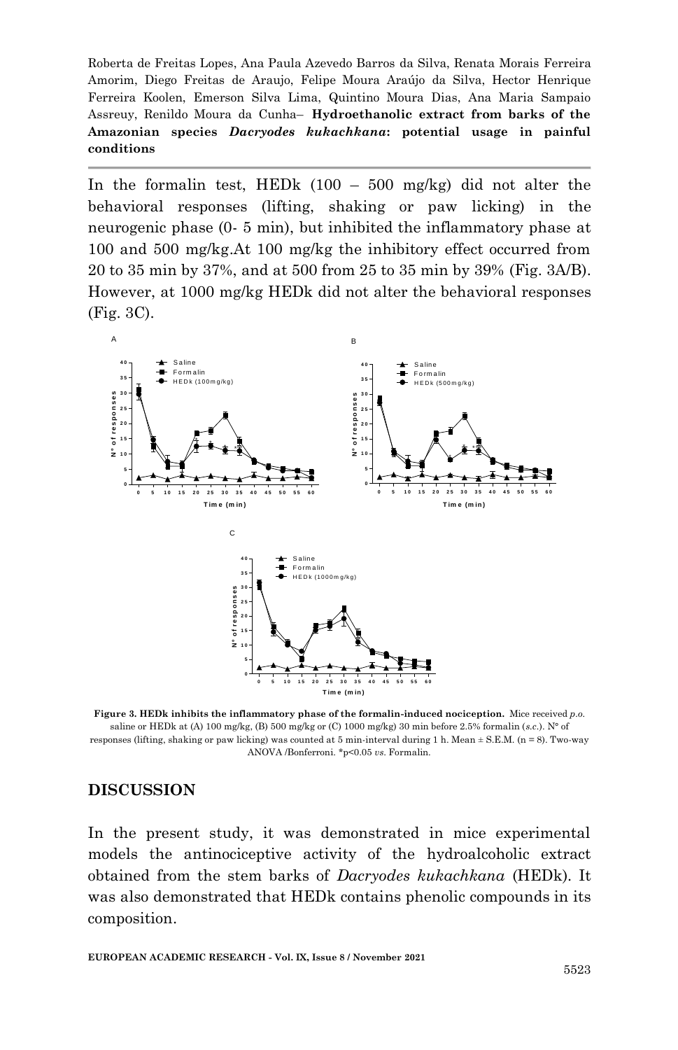In the formalin test, HEDk (100 – 500 mg/kg) did not alter the behavioral responses (lifting, shaking or paw licking) in the neurogenic phase (0- 5 min), but inhibited the inflammatory phase at 100 and 500 mg/kg.At 100 mg/kg the inhibitory effect occurred from 20 to 35 min by 37%, and at 500 from 25 to 35 min by 39% (Fig. 3A/B). However, at 1000 mg/kg HEDk did not alter the behavioral responses (Fig. 3C).

**Figure 3. HEDk inhibits the inflammatory phase of the formalin-induced nociception.** Mice received *p.o.* saline or HEDk at (A) 100 mg/kg, (B) 500 mg/kg or (C) 1000 mg/kg) 30 min before 2.5% formalin (*s.c.*). N° of responses (lifting, shaking or paw licking) was counted at 5 min-interval during 1 h. Mean ± S.E.M. (n = 8). Two-way ANOVA /Bonferroni. \*p<0.05 *vs.* Formalin.

## DISCUSSION

In the present study, it was demonstrated in mice experimental models the antinociceptive activity of the hydroalcoholic extract obtained from the stem barks of *Dacryodes kukachkana* (HEDk). It was also demonstrated that HEDk contains phenolic compounds in its composition.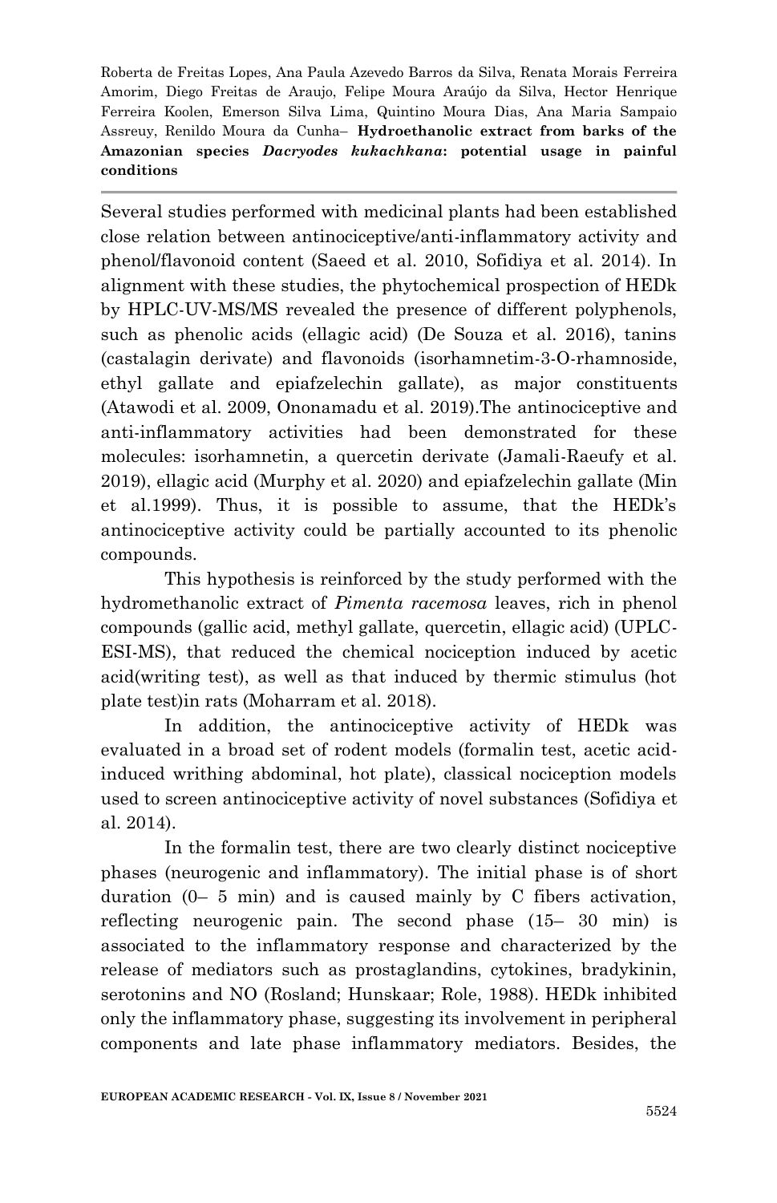Several studies performed with medicinal plants had been established close relation between antinociceptive/anti-inflammatory activity and phenol/flavonoid content (Saeed et al. 2010, Sofidiya et al. 2014). In alignment with these studies, the phytochemical prospection of HEDk by HPLC-UV-MS/MS revealed the presence of different polyphenols, such as phenolic acids (ellagic acid) (De Souza et al. 2016), tanins (castalagin derivate) and flavonoids (isorhamnetim-3-O-rhamnoside, ethyl gallate and epiafzelechin gallate), as major constituents (Atawodi et al. 2009, Ononamadu et al. 2019).The antinociceptive and anti-inflammatory activities had been demonstrated for these molecules: isorhamnetin, a quercetin derivate (Jamali-Raeufy et al. 2019), ellagic acid (Murphy et al. 2020) and epiafzelechin gallate (Min et al.1999). Thus, it is possible to assume, that the HEDk's antinociceptive activity could be partially accounted to its phenolic compounds.

This hypothesis is reinforced by the study performed with the hydromethanolic extract of *Pimenta racemosa* leaves, rich in phenol compounds (gallic acid, methyl gallate, quercetin, ellagic acid) (UPLC-ESI-MS), that reduced the chemical nociception induced by acetic acid(writing test), as well as that induced by thermic stimulus (hot plate test)in rats (Moharram et al. 2018).

In addition, the antinociceptive activity of HEDk was evaluated in a broad set of rodent models (formalin test, acetic acid-induced writhing abdominal, hot plate), classical nociception models used to screen antinociceptive activity of novel substances (Sofidiya et al. 2014).

In the formalin test, there are two clearly distinct nociceptive phases (neurogenic and inflammatory). The initial phase is of short duration (0– 5 min) and is caused mainly by C fibers activation, reflecting neurogenic pain. The second phase (15– 30 min) is associated to the inflammatory response and characterized by the release of mediators such as prostaglandins, cytokines, bradykinin, serotonins and NO (Rosland; Hunskaar; Role, 1988). HEDk inhibited only the inflammatory phase, suggesting its involvement in peripheral components and late phase inflammatory mediators. Besides, the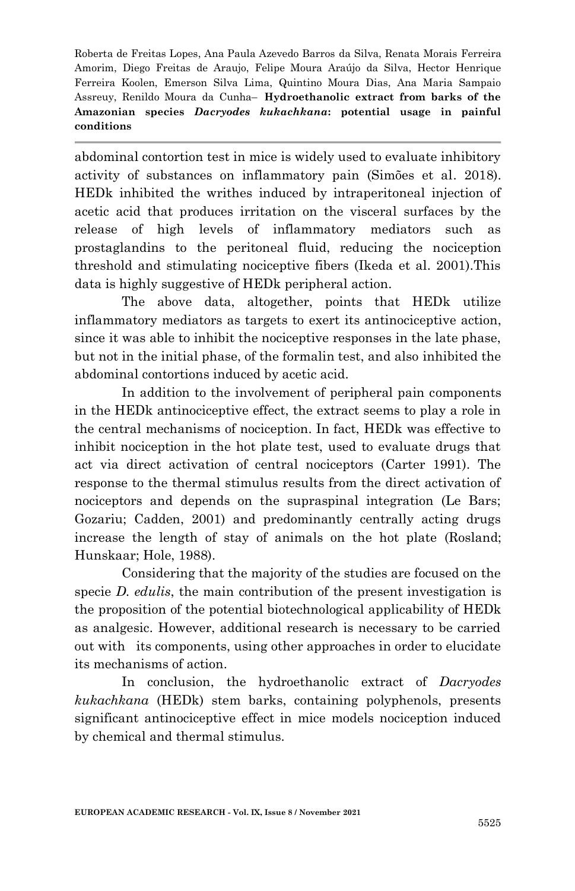abdominal contortion test in mice is widely used to evaluate inhibitory activity of substances on inflammatory pain (Simões et al. 2018). HEDk inhibited the writhes induced by intraperitoneal injection of acetic acid that produces irritation on the visceral surfaces by the release of high levels of inflammatory mediators such as prostaglandins to the peritoneal fluid, reducing the nociception threshold and stimulating nociceptive fibers (Ikeda et al. 2001).This data is highly suggestive of HEDk peripheral action.

The above data, altogether, points that HEDk utilize inflammatory mediators as targets to exert its antinociceptive action, since it was able to inhibit the nociceptive responses in the late phase, but not in the initial phase, of the formalin test, and also inhibited the abdominal contortions induced by acetic acid.

In addition to the involvement of peripheral pain components in the HEDk antinociceptive effect, the extract seems to play a role in the central mechanisms of nociception. In fact, HEDk was effective to inhibit nociception in the hot plate test, used to evaluate drugs that act via direct activation of central nociceptors (Carter 1991). The response to the thermal stimulus results from the direct activation of nociceptors and depends on the supraspinal integration (Le Bars; Gozariu; Cadden, 2001) and predominantly centrally acting drugs increase the length of stay of animals on the hot plate (Rosland; Hunskaar; Hole, 1988).

Considering that the majority of the studies are focused on the specie *D. edulis*, the main contribution of the present investigation is the proposition of the potential biotechnological applicability of HEDk as analgesic. However, additional research is necessary to be carried out with its components, using other approaches in order to elucidate its mechanisms of action.

In conclusion, the hydroethanolic extract of *Dacryodes kukachkana* (HEDk) stem barks, containing polyphenols, presents significant antinociceptive effect in mice models nociception induced by chemical and thermal stimulus.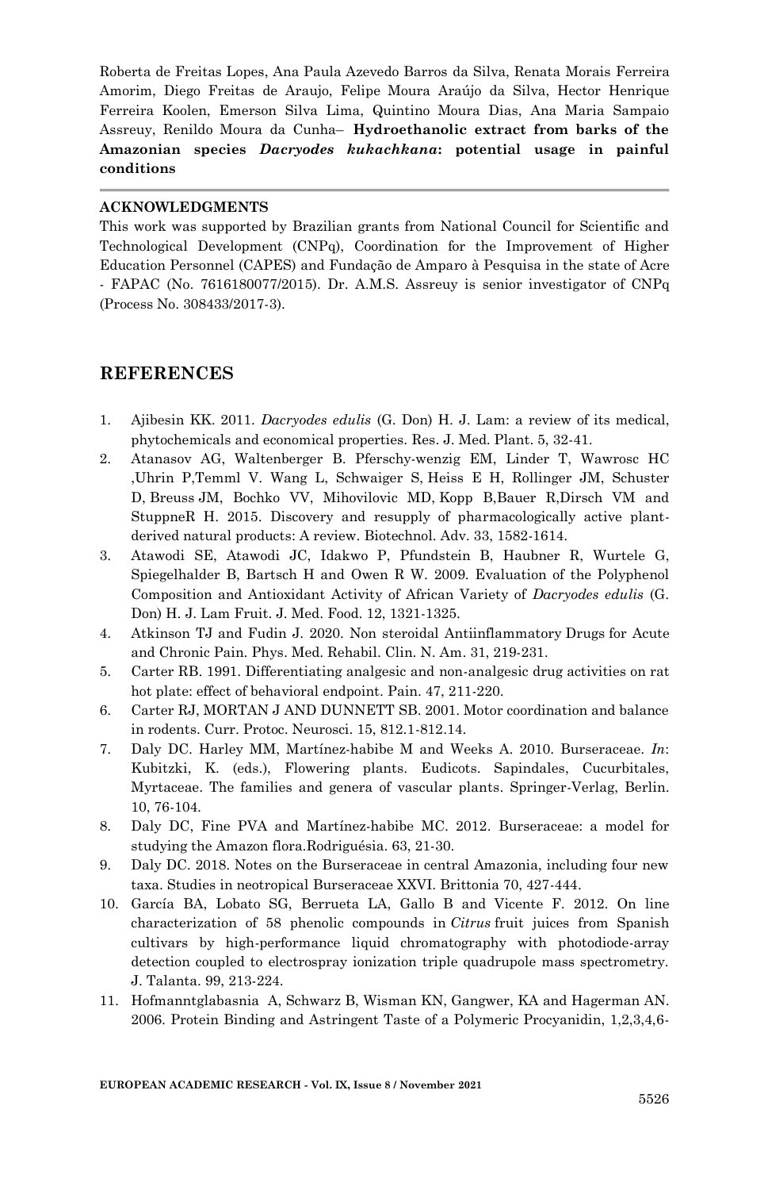Roberta de Freitas Lopes, Ana Paula Azevedo Barros da Silva, Renata Morais Ferreira Amorim, Diego Freitas de Araujo, Felipe Moura Araújo da Silva, Hector Henrique Ferreira Koolen, Emerson Silva Lima, Quintino Moura Dias, Ana Maria Sampaio Assreuy, Renildo Moura da Cunha– **Hydroethanolic extract from barks of the Amazonian species *Dacryodes kukachkana*: potential usage in painful conditions**

## ACKNOWLEDGMENTS

This work was supported by Brazilian grants from National Council for Scientific and Technological Development (CNPq), Coordination for the Improvement of Higher Education Personnel (CAPES) and Fundação de Amparo à Pesquisa in the state of Acre - FAPAC (No. 7616180077/2015). Dr. A.M.S. Assreuy is senior investigator of CNPq (Process No. 308433/2017-3).

## REFERENCES

1. Ajibesin KK. 2011. *Dacryodes edulis* (G. Don) H. J. Lam: a review of its medical, phytochemicals and economical properties. Res. J. Med. Plant. 5, 32-41.
2. Atanasov AG, Waltenberger B. Pferschy-wenzig EM, Linder T, Wawrosc HC ,Uhrin P,Temml V. Wang L, Schwaiger S, Heiss E H, Rollinger JM, Schuster D, Breuss JM, Bochko VV, Mihovilovic MD, Kopp B,Bauer R,Dirsch VM and StuppneR H. 2015. Discovery and resupply of pharmacologically active plant-derived natural products: A review. Biotechnol. Adv. 33, 1582-1614.
3. Atawodi SE, Atawodi JC, Idakwo P, Pfundstein B, Haubner R, Wurtele G, Spiegelhalder B, Bartsch H and Owen R W. 2009. Evaluation of the Polyphenol Composition and Antioxidant Activity of African Variety of *Dacryodes edulis* (G. Don) H. J. Lam Fruit. J. Med. Food. 12, 1321-1325.
4. Atkinson TJ and Fudin J. 2020. Non steroidal Antiinflammatory Drugs for Acute and Chronic Pain. Phys. Med. Rehabil. Clin. N. Am. 31, 219-231.
5. Carter RB. 1991. Differentiating analgesic and non-analgesic drug activities on rat hot plate: effect of behavioral endpoint. Pain. 47, 211-220.
6. Carter RJ, MORTAN J AND DUNNETT SB. 2001. Motor coordination and balance in rodents. Curr. Protoc. Neurosci. 15, 812.1-812.14.
7. Daly DC. Harley MM, Martínez-habibe M and Weeks A. 2010. Burseraceae. *In*: Kubitzki, K. (eds.), Flowering plants. Eudicots. Sapindales, Cucurbitales, Myrtaceae. The families and genera of vascular plants. Springer-Verlag, Berlin. 10, 76-104.
8. Daly DC, Fine PVA and Martínez-habibe MC. 2012. Burseraceae: a model for studying the Amazon flora.Rodriguésia. 63, 21-30.
9. Daly DC. 2018. Notes on the Burseraceae in central Amazonia, including four new taxa. Studies in neotropical Burseraceae XXVI. Brittonia 70, 427-444.
10. García BA, Lobato SG, Berrueta LA, Gallo B and Vicente F. 2012. On line characterization of 58 phenolic compounds in *Citrus* fruit juices from Spanish cultivars by high-performance liquid chromatography with photodiode-array detection coupled to electrospray ionization triple quadrupole mass spectrometry. J. Talanta. 99, 213-224.
11. Hofmanntglabasnia A, Schwarz B, Wisman KN, Gangwer, KA and Hagerman AN. 2006. Protein Binding and Astringent Taste of a Polymeric Procyanidin, 1,2,3,4,6-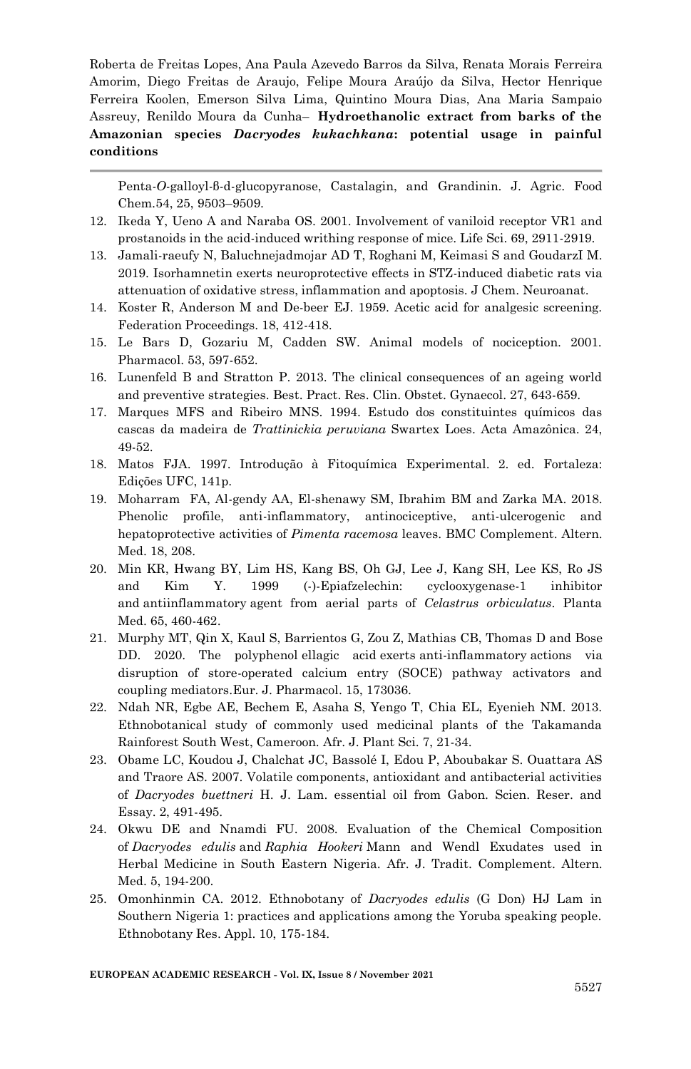Penta-*O*-galloyl-ß-d-glucopyranose, Castalagin, and Grandinin. J. Agric. Food Chem.54, 25, 9503–9509.

12. Ikeda Y, Ueno A and Naraba OS. 2001. Involvement of vaniloid receptor VR1 and prostanoids in the acid-induced writhing response of mice. Life Sci. 69, 2911-2919.
13. Jamali-raeufy N, Baluchnejadmojar AD T, Roghani M, Keimasi S and GoudarzI M. 2019. Isorhamnetin exerts neuroprotective effects in STZ-induced diabetic rats via attenuation of oxidative stress, inflammation and apoptosis. J Chem. Neuroanat.
14. Koster R, Anderson M and De-beer EJ. 1959. Acetic acid for analgesic screening. Federation Proceedings. 18, 412-418.
15. Le Bars D, Gozariu M, Cadden SW. Animal models of nociception. 2001. Pharmacol. 53, 597-652.
16. Lunenfeld B and Stratton P. 2013. The clinical consequences of an ageing world and preventive strategies. Best. Pract. Res. Clin. Obstet. Gynaecol. 27, 643-659.
17. Marques MFS and Ribeiro MNS. 1994. Estudo dos constituintes químicos das cascas da madeira de *Trattinickia peruviana* Swartex Loes. Acta Amazônica. 24, 49-52.
18. Matos FJA. 1997. Introdução à Fitoquímica Experimental. 2. ed. Fortaleza: Edições UFC, 141p.
19. Moharram FA, Al-gendy AA, El-shenawy SM, Ibrahim BM and Zarka MA. 2018. Phenolic profile, anti-inflammatory, antinociceptive, anti-ulcerogenic and hepatoprotective activities of *Pimenta racemosa* leaves. BMC Complement. Altern. Med. 18, 208.
20. Min KR, Hwang BY, Lim HS, Kang BS, Oh GJ, Lee J, Kang SH, Lee KS, Ro JS and Kim Y. 1999 (-)-Epiafzelechin: cyclooxygenase-1 inhibitor and antiinflammatory agent from aerial parts of *Celastrus orbiculatus*. Planta Med. 65, 460-462.
21. Murphy MT, Qin X, Kaul S, Barrientos G, Zou Z, Mathias CB, Thomas D and Bose DD. 2020. The polyphenol ellagic acid exerts anti-inflammatory actions via disruption of store-operated calcium entry (SOCE) pathway activators and coupling mediators.Eur. J. Pharmacol. 15, 173036.
22. Ndah NR, Egbe AE, Bechem E, Asaha S, Yengo T, Chia EL, Eyenieh NM. 2013. Ethnobotanical study of commonly used medicinal plants of the Takamanda Rainforest South West, Cameroon. Afr. J. Plant Sci. 7, 21-34.
23. Obame LC, Koudou J, Chalchat JC, Bassolé I, Edou P, Aboubakar S. Ouattara AS and Traore AS. 2007. Volatile components, antioxidant and antibacterial activities of *Dacryodes buettneri* H. J. Lam. essential oil from Gabon. Scien. Reser. and Essay. 2, 491-495.
24. Okwu DE and Nnamdi FU. 2008. Evaluation of the Chemical Composition of *Dacryodes edulis* and *Raphia Hookeri* Mann and Wendl Exudates used in Herbal Medicine in South Eastern Nigeria. Afr. J. Tradit. Complement. Altern. Med. 5, 194-200.
25. Omonhinmin CA. 2012. Ethnobotany of *Dacryodes edulis* (G Don) HJ Lam in Southern Nigeria 1: practices and applications among the Yoruba speaking people. Ethnobotany Res. Appl. 10, 175-184.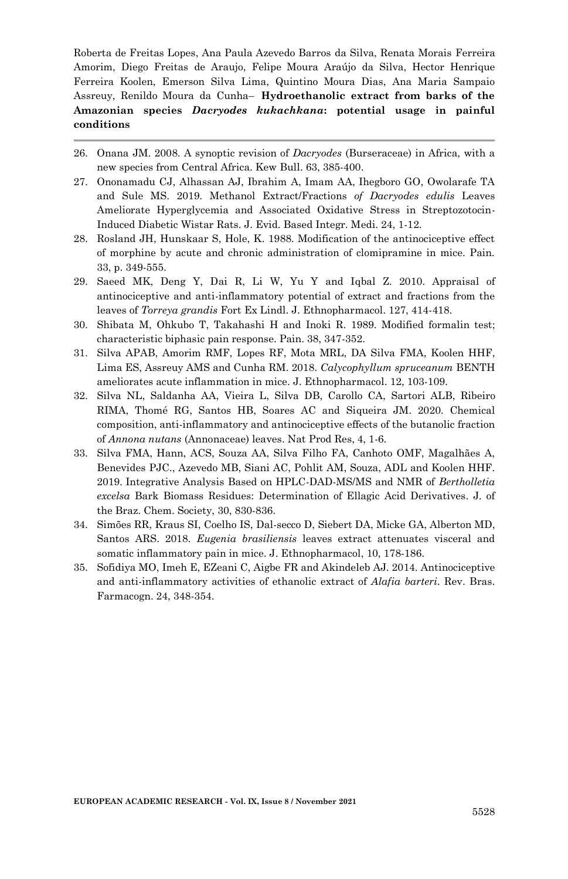26. Onana JM. 2008. A synoptic revision of *Dacryodes* (Burseraceae) in Africa, with a new species from Central Africa. Kew Bull. 63, 385-400.
27. Ononamadu CJ, Alhassan AJ, Ibrahim A, Imam AA, Ihegboro GO, Owolarafe TA and Sule MS. 2019. Methanol Extract/Fractions *of Dacryodes edulis* Leaves Ameliorate Hyperglycemia and Associated Oxidative Stress in Streptozotocin-Induced Diabetic Wistar Rats. J. Evid. Based Integr. Medi. 24, 1-12.
28. Rosland JH, Hunskaar S, Hole, K. 1988. Modification of the antinociceptive effect of morphine by acute and chronic administration of clomipramine in mice. Pain. 33, p. 349-555.
29. Saeed MK, Deng Y, Dai R, Li W, Yu Y and Iqbal Z. 2010. Appraisal of antinociceptive and anti-inflammatory potential of extract and fractions from the leaves of *Torreya grandis* Fort Ex Lindl. J. Ethnopharmacol. 127, 414-418.
30. Shibata M, Ohkubo T, Takahashi H and Inoki R. 1989. Modified formalin test; characteristic biphasic pain response. Pain. 38, 347-352.
31. Silva APAB, Amorim RMF, Lopes RF, Mota MRL, DA Silva FMA, Koolen HHF, Lima ES, Assreuy AMS and Cunha RM. 2018. *Calycophyllum spruceanum* BENTH ameliorates acute inflammation in mice. J. Ethnopharmacol. 12, 103-109.
32. Silva NL, Saldanha AA, Vieira L, Silva DB, Carollo CA, Sartori ALB, Ribeiro RIMA, Thomé RG, Santos HB, Soares AC and Siqueira JM. 2020. Chemical composition, anti-inflammatory and antinociceptive effects of the butanolic fraction of *Annona nutans* (Annonaceae) leaves. Nat Prod Res, 4, 1-6.
33. Silva FMA, Hann, ACS, Souza AA, Silva Filho FA, Canhoto OMF, Magalhães A, Benevides PJC., Azevedo MB, Siani AC, Pohlit AM, Souza, ADL and Koolen HHF. 2019. Integrative Analysis Based on HPLC-DAD-MS/MS and NMR of *Bertholletia excelsa* Bark Biomass Residues: Determination of Ellagic Acid Derivatives. J. of the Braz. Chem. Society, 30, 830-836.
34. Simões RR, Kraus SI, Coelho IS, Dal-secco D, Siebert DA, Micke GA, Alberton MD, Santos ARS. 2018. *Eugenia brasiliensis* leaves extract attenuates visceral and somatic inflammatory pain in mice. J. Ethnopharmacol, 10, 178-186.
35. Sofidiya MO, Imeh E, EZeani C, Aigbe FR and Akindeleb AJ. 2014. Antinociceptive and anti-inflammatory activities of ethanolic extract of *Alafia barteri*. Rev. Bras. Farmacogn. 24, 348-354.